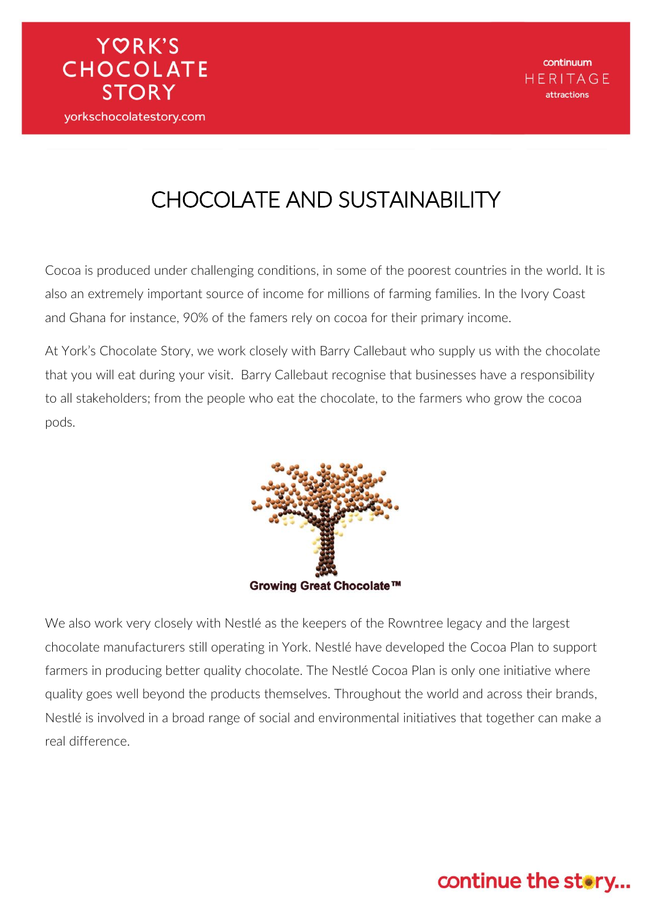# CHOCOLATE AND SUSTAINABILITY

Cocoa is produced under challenging conditions, in some of the poorest countries in the world. It is also an extremely important source of income for millions of farming families. In the Ivory Coast and Ghana for instance, 90% of the famers rely on cocoa for their primary income.

At York's Chocolate Story, we work closely with Barry Callebaut who supply us with the chocolate that you will eat during your visit. Barry Callebaut recognise that businesses have a responsibility to all stakeholders; from the people who eat the chocolate, to the farmers who grow the cocoa pods.

Growing Great Chocolate™

We also work very closely with Nestlé as the keepers of the Rowntree legacy and the largest chocolate manufacturers still operating in York. Nestlé have developed the Cocoa Plan to support farmers in producing better quality chocolate. The Nestlé Cocoa Plan is only one initiative where quality goes well beyond the products themselves. Throughout the world and across their brands, Nestlé is involved in a broad range of social and environmental initiatives that together can make a real difference.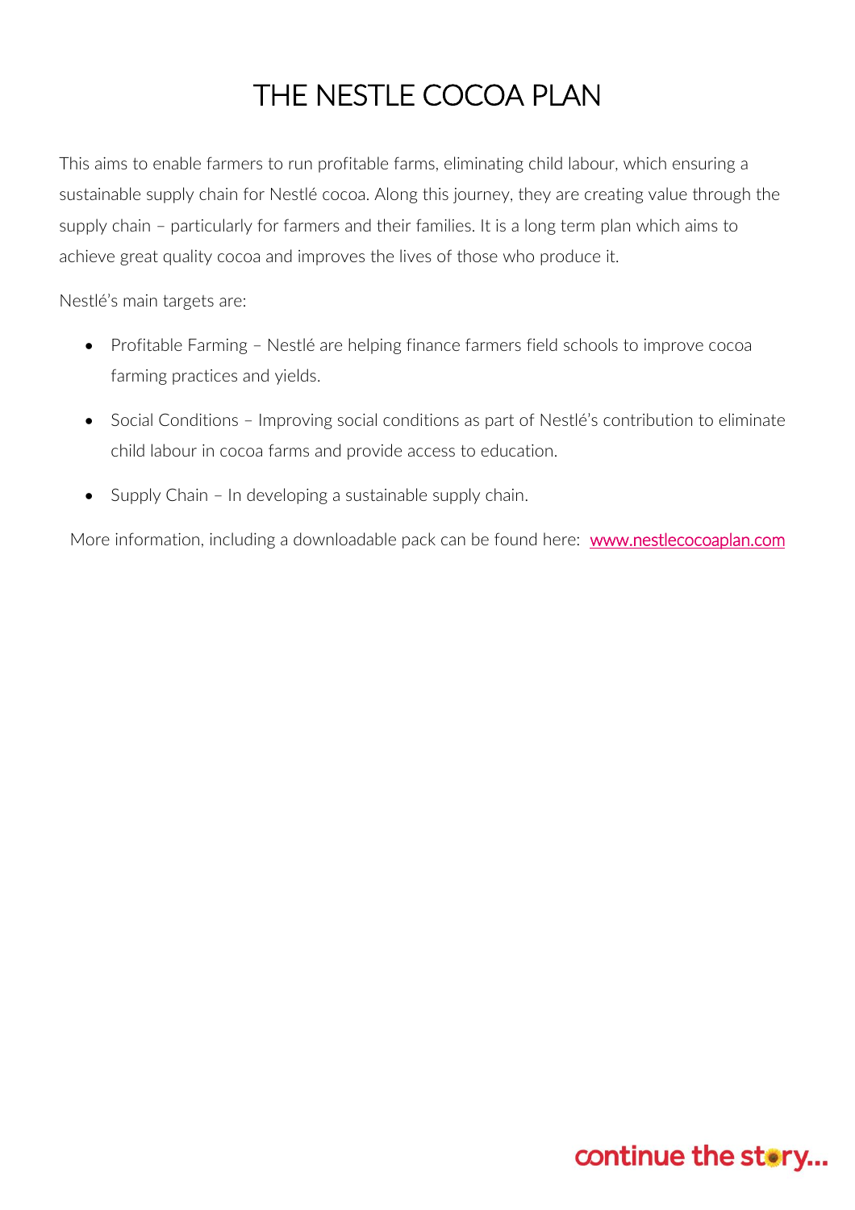# THE NESTLE COCOA PLAN

This aims to enable farmers to run profitable farms, eliminating child labour, which ensuring a sustainable supply chain for Nestlé cocoa. Along this journey, they are creating value through the supply chain – particularly for farmers and their families. It is a long term plan which aims to achieve great quality cocoa and improves the lives of those who produce it.

Nestlé's main targets are:

- Profitable Farming – Nestlé are helping finance farmers field schools to improve cocoa farming practices and yields.
- Social Conditions – Improving social conditions as part of Nestlé's contribution to eliminate child labour in cocoa farms and provide access to education.
- Supply Chain – In developing a sustainable supply chain.

More information, including a downloadable pack can be found here: [www.nestlecocoaplan.com](http://www.nestlecocoaplan.com)

continue the story...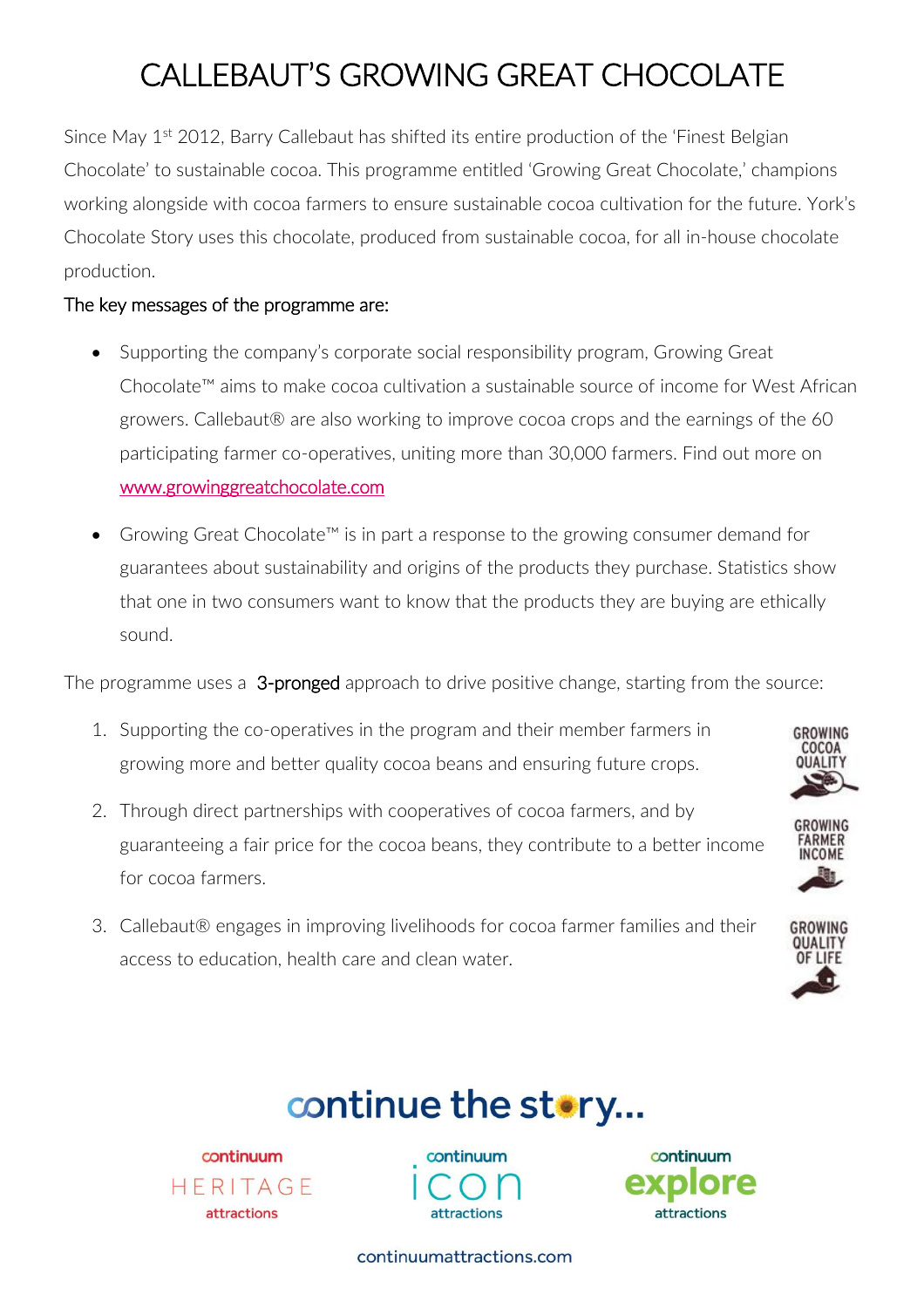# CALLEBAUT'S GROWING GREAT CHOCOLATE

Since May 1st 2012, Barry Callebaut has shifted its entire production of the 'Finest Belgian Chocolate' to sustainable cocoa. This programme entitled 'Growing Great Chocolate,' champions working alongside with cocoa farmers to ensure sustainable cocoa cultivation for the future. York's Chocolate Story uses this chocolate, produced from sustainable cocoa, for all in-house chocolate production.

The key messages of the programme are:

- Supporting the company's corporate social responsibility program, Growing Great Chocolate™ aims to make cocoa cultivation a sustainable source of income for West African growers. Callebaut® are also working to improve cocoa crops and the earnings of the 60 participating farmer co-operatives, uniting more than 30,000 farmers. Find out more on www.growinggreatchocolate.com

- Growing Great Chocolate™ is in part a response to the growing consumer demand for guarantees about sustainability and origins of the products they purchase. Statistics show that one in two consumers want to know that the products they are buying are ethically sound.

The programme uses a 3-pronged approach to drive positive change, starting from the source:

1. Supporting the co-operatives in the program and their member farmers in growing more and better quality cocoa beans and ensuring future crops.
2. Through direct partnerships with cooperatives of cocoa farmers, and by guaranteeing a fair price for the cocoa beans, they contribute to a better income for cocoa farmers.
3. Callebaut® engages in improving livelihoods for cocoa farmer families and their access to education, health care and clean water.

GROWING COCOA QUALITY

GROWING FARMER INCOME

GROWING QUALITY OF LIFE

continue the story...

continuum HERITAGE attractions

continuum icon attractions

continuum explore attractions

continuumattractions.com